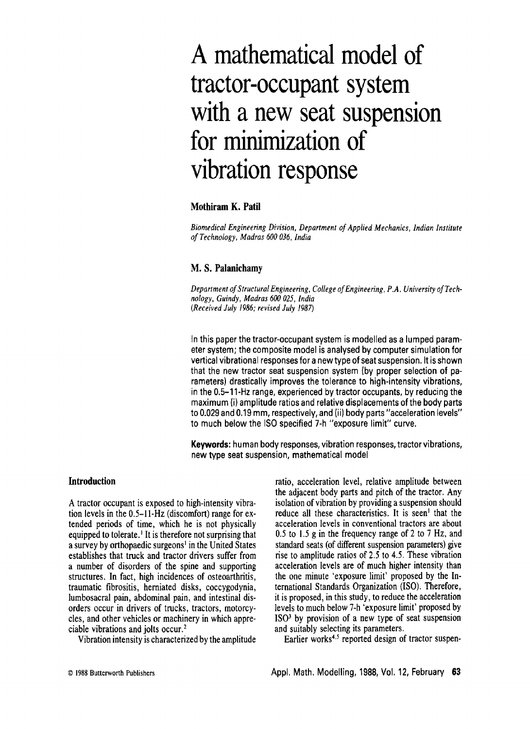# A mathematical model of tractor-occupant system with a new seat suspension for minimization of vibration response

**Mothiram K. Patil**

*Biomedical Engineering Division, Department of Applied Mechanics, Indian Institute of Technology, Madras 600 036, India*

**M. S. Palanichamy**

*Department of Structural Engineering, College of Engineering, P.A. University of Technology, Guindy, Madras 600 025, India*
*(Received July 1986; revised July 1987)*

In this paper the tractor-occupant system is modelled as a lumped parameter system; the composite model is analysed by computer simulation for vertical vibrational responses for a new type of seat suspension. It is shown that the new tractor seat suspension system (by proper selection of parameters) drastically improves the tolerance to high-intensity vibrations, in the 0.5–11-Hz range, experienced by tractor occupants, by reducing the maximum (i) amplitude ratios and relative displacements of the body parts to 0.029 and 0.19 mm, respectively, and (ii) body parts "acceleration levels" to much below the ISO specified 7-h "exposure limit" curve.

**Keywords:** human body responses, vibration responses, tractor vibrations, new type seat suspension, mathematical model

## Introduction

A tractor occupant is exposed to high-intensity vibration levels in the 0.5–11-Hz (discomfort) range for extended periods of time, which he is not physically equipped to tolerate.[1] It is therefore not surprising that a survey by orthopaedic surgeons[1] in the United States establishes that truck and tractor drivers suffer from a number of disorders of the spine and supporting structures. In fact, high incidences of osteoarthritis, traumatic fibrositis, herniated disks, coccygodynia, lumbosacral pain, abdominal pain, and intestinal disorders occur in drivers of trucks, tractors, motorcycles, and other vehicles or machinery in which appreciable vibrations and jolts occur.[2]

Vibration intensity is characterized by the amplitude ratio, acceleration level, relative amplitude between the adjacent body parts and pitch of the tractor. Any isolation of vibration by providing a suspension should reduce all these characteristics. It is seen[1] that the acceleration levels in conventional tractors are about 0.5 to 1.5 g in the frequency range of 2 to 7 Hz, and standard seats (of different suspension parameters) give rise to amplitude ratios of 2.5 to 4.5. These vibration acceleration levels are of much higher intensity than the one minute 'exposure limit' proposed by the International Standards Organization (ISO). Therefore, it is proposed, in this study, to reduce the acceleration levels to much below 7-h 'exposure limit' proposed by ISO[3] by provision of a new type of seat suspension and suitably selecting its parameters.

Earlier works[4,5] reported design of tractor suspen-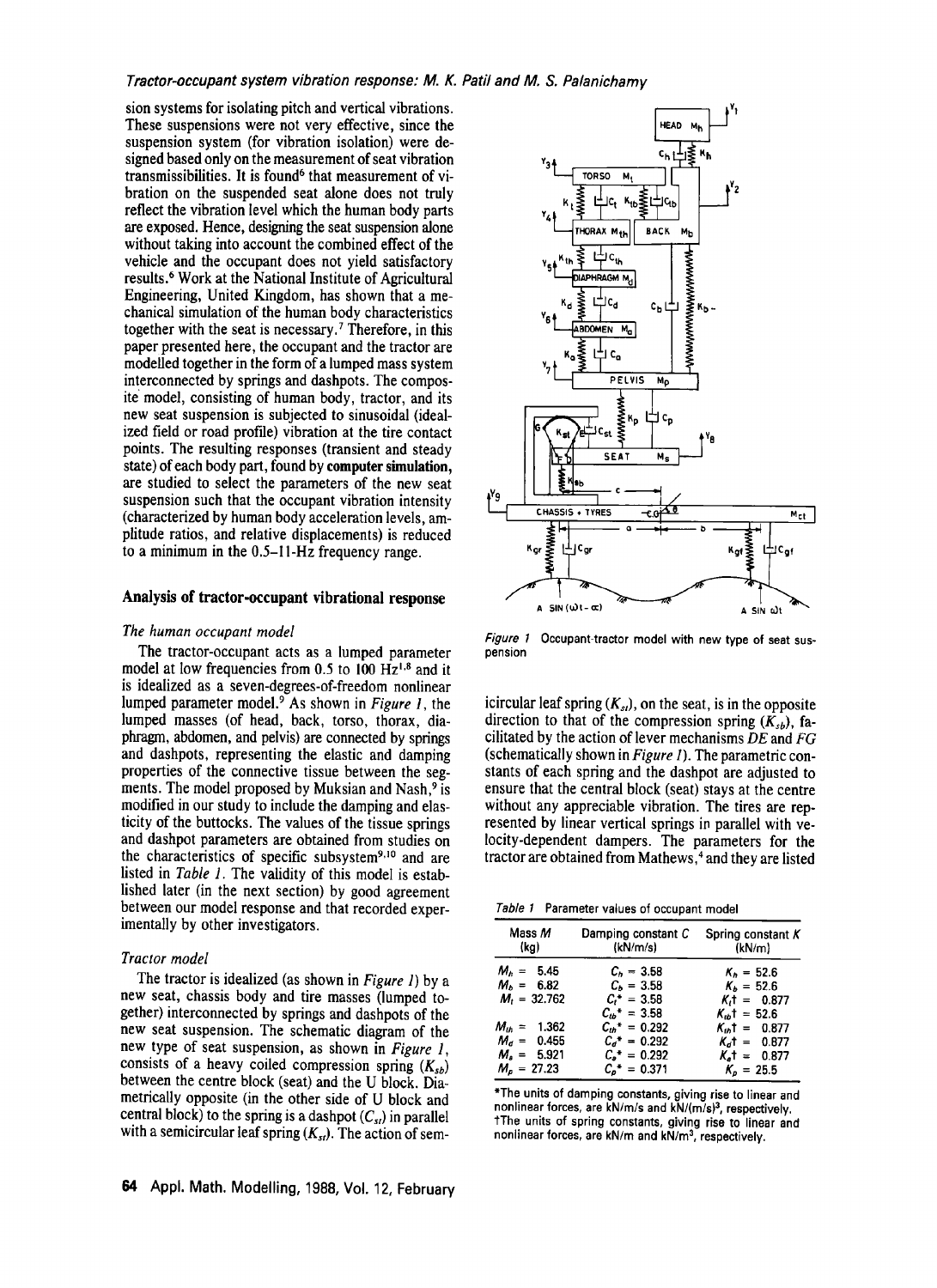sion systems for isolating pitch and vertical vibrations. These suspensions were not very effective, since the suspension system (for vibration isolation) were designed based only on the measurement of seat vibration transmissibilities. It is found[6] that measurement of vibration on the suspended seat alone does not truly reflect the vibration level which the human body parts are exposed. Hence, designing the seat suspension alone without taking into account the combined effect of the vehicle and the occupant does not yield satisfactory results.[6] Work at the National Institute of Agricultural Engineering, United Kingdom, has shown that a mechanical simulation of the human body characteristics together with the seat is necessary.[7] Therefore, in this paper presented here, the occupant and the tractor are modelled together in the form of a lumped mass system interconnected by springs and dashpots. The composite model, consisting of human body, tractor, and its new seat suspension is subjected to sinusoidal (idealized field or road profile) vibration at the tire contact points. The resulting responses (transient and steady state) of each body part, found by **computer simulation**, are studied to select the parameters of the new seat suspension such that the occupant vibration intensity (characterized by human body acceleration levels, amplitude ratios, and relative displacements) is reduced to a minimum in the 0.5–11-Hz frequency range.

## Analysis of tractor-occupant vibrational response

### *The human occupant model*

The tractor-occupant acts as a lumped parameter model at low frequencies from 0.5 to 100 Hz[1,8] and it is idealized as a seven-degrees-of-freedom nonlinear lumped parameter model.[9] As shown in *Figure 1*, the lumped masses (of head, back, torso, thorax, diaphragm, abdomen, and pelvis) are connected by springs and dashpots, representing the elastic and damping properties of the connective tissue between the segments. The model proposed by Muksian and Nash,[9] is modified in our study to include the damping and elasticity of the buttocks. The values of the tissue springs and dashpot parameters are obtained from studies on the characteristics of specific subsystem[9,10] and are listed in *Table 1*. The validity of this model is established later (in the next section) by good agreement between our model response and that recorded experimentally by other investigators.

### *Tractor model*

The tractor is idealized (as shown in *Figure 1*) by a new seat, chassis body and tire masses (lumped together) interconnected by springs and dashpots of the new seat suspension. The schematic diagram of the new type of seat suspension, as shown in *Figure 1*, consists of a heavy coiled compression spring ($K_{sb}$) between the centre block (seat) and the U block. Diametrically opposite (in the other side of U block and central block) to the spring is a dashpot ($C_{st}$) in parallel with a semicircular leaf spring ($K_{st}$). The action of semicircular leaf spring ($K_{st}$), on the seat, is in the opposite direction to that of the compression spring ($K_{sb}$), facilitated by the action of lever mechanisms *DE* and *FG* (schematically shown in *Figure 1*). The parametric constants of each spring and the dashpot are adjusted to ensure that the central block (seat) stays at the centre without any appreciable vibration. The tires are represented by linear vertical springs in parallel with velocity-dependent dampers. The parameters for the tractor are obtained from Mathews,[4] and they are listed

*Figure 1* Occupant-tractor model with new type of seat suspension

*Table 1* Parameter values of occupant model

| Mass $M$ (kg) | Damping constant $C$ (kN/m/s) | Spring constant $K$ (kN/m) |
|---|---|---|
| $M_h$ = 5.45 | $C_h$ = 3.58 | $K_h$ = 52.6 |
| $M_b$ = 6.82 | $C_b$ = 3.58 | $K_b$ = 52.6 |
| $M_t$ = 32.762 | $C_t$* = 3.58 | $K_t$† = 0.877 |
| | $C_{tb}$* = 3.58 | $K_{tb}$† = 52.6 |
| $M_{th}$ = 1.362 | $C_{th}$* = 0.292 | $K_{th}$† = 0.877 |
| $M_d$ = 0.455 | $C_d$* = 0.292 | $K_d$† = 0.877 |
| $M_a$ = 5.921 | $C_a$* = 0.292 | $K_a$† = 0.877 |
| $M_p$ = 27.23 | $C_p$* = 0.371 | $K_p$ = 25.5 |

*The units of damping constants, giving rise to linear and nonlinear forces, are kN/m/s and kN/(m/s)$^3$, respectively.
†The units of spring constants, giving rise to linear and nonlinear forces, are kN/m and kN/m$^3$, respectively.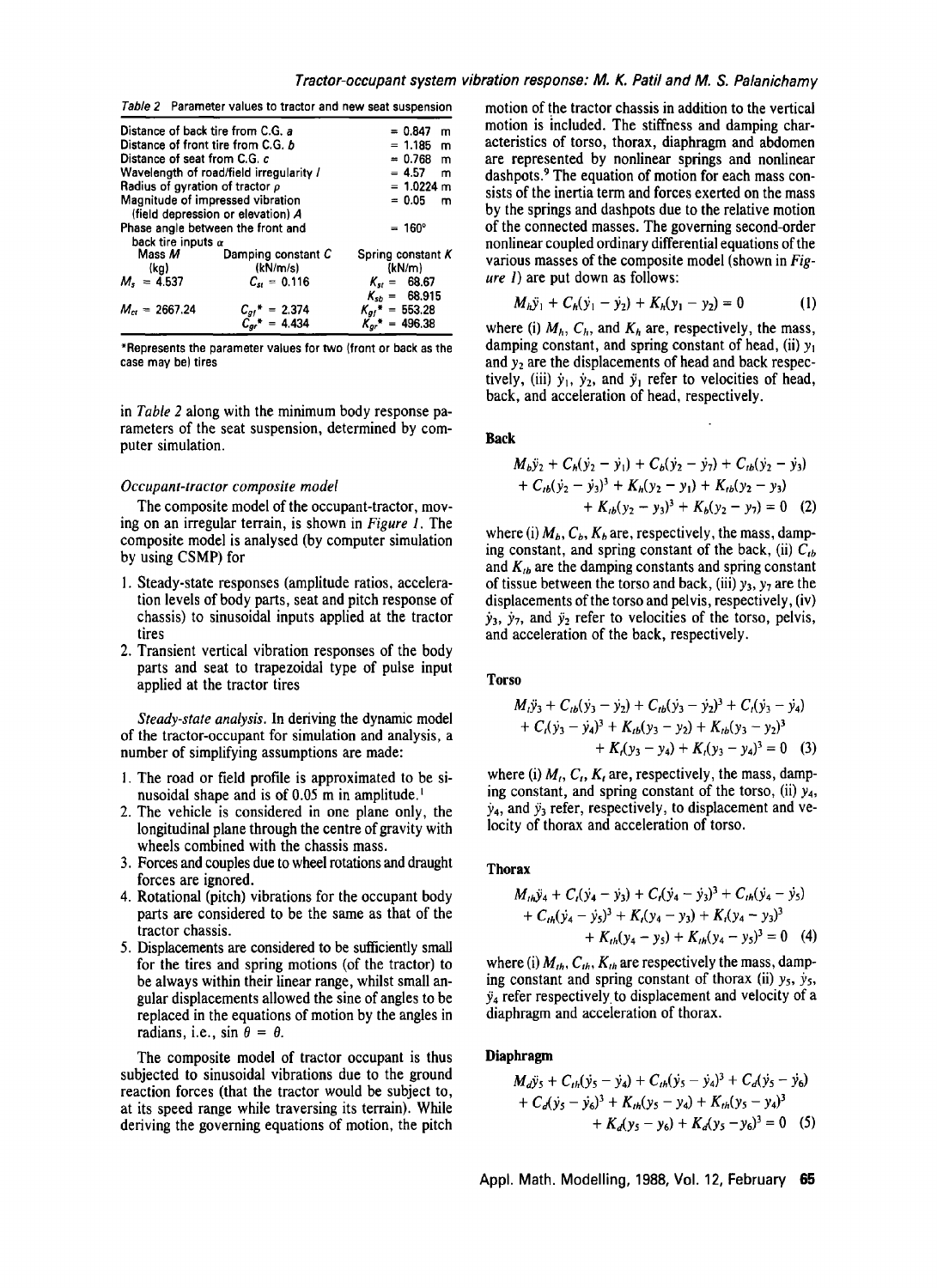Table 2 Parameter values to tractor and new seat suspension

| Parameter | | Value |
|---|---|---|
| Distance of back tire from C.G. $a$ | | = 0.847 m |
| Distance of front tire from C.G. $b$ | | = 1.185 m |
| Distance of seat from C.G. $c$ | | = 0.768 m |
| Wavelength of road/field irregularity $l$ | | = 4.57 m |
| Radius of gyration of tractor $\rho$ | | = 1.0224 m |
| Magnitude of impressed vibration (field depression or elevation) $A$ | | = 0.05 m |
| Phase angle between the front and back tire inputs $\alpha$ | | = 160° |
| Mass $M$ (kg) | Damping constant $C$ (kN/m/s) | Spring constant $K$ (kN/m) |
| $M_s$ = 4.537 | $C_{st}$ = 0.116 | $K_{st}$ = 68.67 |
| | | $K_{sb}$ = 68.915 |
| $M_{ct}$ = 2667.24 | $C_{gf}$* = 2.374 | $K_{gf}$* = 553.28 |
| | $C_{gr}$* = 4.434 | $K_{gr}$* = 496.38 |

*Represents the parameter values for two (front or back as the case may be) tires

in *Table 2* along with the minimum body response parameters of the seat suspension, determined by computer simulation.

### Occupant-tractor composite model

The composite model of the occupant-tractor, moving on an irregular terrain, is shown in *Figure 1*. The composite model is analysed (by computer simulation by using CSMP) for

1. Steady-state responses (amplitude ratios, acceleration levels of body parts, seat and pitch response of chassis) to sinusoidal inputs applied at the tractor tires
2. Transient vertical vibration responses of the body parts and seat to trapezoidal type of pulse input applied at the tractor tires

*Steady-state analysis.* In deriving the dynamic model of the tractor-occupant for simulation and analysis, a number of simplifying assumptions are made:

1. The road or field profile is approximated to be sinusoidal shape and is of 0.05 m in amplitude.[1]
2. The vehicle is considered in one plane only, the longitudinal plane through the centre of gravity with wheels combined with the chassis mass.
3. Forces and couples due to wheel rotations and draught forces are ignored.
4. Rotational (pitch) vibrations for the occupant body parts are considered to be the same as that of the tractor chassis.
5. Displacements are considered to be sufficiently small for the tires and spring motions (of the tractor) to be always within their linear range, whilst small angular displacements allowed the sine of angles to be replaced in the equations of motion by the angles in radians, i.e., $\sin\theta = \theta$.

The composite model of tractor occupant is thus subjected to sinusoidal vibrations due to the ground reaction forces (that the tractor would be subject to, at its speed range while traversing its terrain). While deriving the governing equations of motion, the pitch motion of the tractor chassis in addition to the vertical motion is included. The stiffness and damping characteristics of torso, thorax, diaphragm and abdomen are represented by nonlinear springs and nonlinear dashpots.[9] The equation of motion for each mass consists of the inertia term and forces exerted on the mass by the springs and dashpots due to the relative motion of the connected masses. The governing second-order nonlinear coupled ordinary differential equations of the various masses of the composite model (shown in *Figure 1*) are put down as follows:

$$M_h\ddot{y}_1 + C_h(\dot{y}_1 - \dot{y}_2) + K_h(y_1 - y_2) = 0 \quad (1)$$

where (i) $M_h$, $C_h$, and $K_h$ are, respectively, the mass, damping constant, and spring constant of head, (ii) $y_1$ and $y_2$ are the displacements of head and back respectively, (iii) $\dot{y}_1$, $\dot{y}_2$, and $\ddot{y}_1$ refer to velocities of head, back, and acceleration of head, respectively.

#### Back

$$M_b\ddot{y}_2 + C_h(\dot{y}_2 - \dot{y}_1) + C_b(\dot{y}_2 - \dot{y}_7) + C_{tb}(\dot{y}_2 - \dot{y}_3) + C_{tb}(\dot{y}_2 - \dot{y}_3)^3 + K_h(y_2 - y_1) + K_{tb}(y_2 - y_3) + K_{tb}(y_2 - y_3)^3 + K_b(y_2 - y_7) = 0 \quad (2)$$

where (i) $M_b$, $C_b$, $K_b$ are, respectively, the mass, damping constant, and spring constant of the back, (ii) $C_{tb}$ and $K_{tb}$ are the damping constants and spring constant of tissue between the torso and back, (iii) $y_3$, $y_7$ are the displacements of the torso and pelvis, respectively, (iv) $\dot{y}_3$, $\dot{y}_7$, and $\ddot{y}_2$ refer to velocities of the torso, pelvis, and acceleration of the back, respectively.

#### Torso

$$M_t\ddot{y}_3 + C_{tb}(\dot{y}_3 - \dot{y}_2) + C_{tb}(\dot{y}_3 - \dot{y}_2)^3 + C_t(\dot{y}_3 - \dot{y}_4) + C_t(\dot{y}_3 - \dot{y}_4)^3 + K_{tb}(y_3 - y_2) + K_{tb}(y_3 - y_2)^3 + K_t(y_3 - y_4) + K_t(y_3 - y_4)^3 = 0 \quad (3)$$

where (i) $M_t$, $C_t$, $K_t$ are, respectively, the mass, damping constant, and spring constant of the torso, (ii) $y_4$, $\dot{y}_4$, and $\ddot{y}_3$ refer, respectively, to displacement and velocity of thorax and acceleration of torso.

#### Thorax

$$M_{th}\ddot{y}_4 + C_t(\dot{y}_4 - \dot{y}_3) + C_t(\dot{y}_4 - \dot{y}_3)^3 + C_{th}(\dot{y}_4 - \dot{y}_5) + C_{th}(\dot{y}_4 - \dot{y}_5)^3 + K_t(y_4 - y_3) + K_t(y_4 - y_3)^3 + K_{th}(y_4 - y_5) + K_{th}(y_4 - y_5)^3 = 0 \quad (4)$$

where (i) $M_{th}$, $C_{th}$, $K_{th}$ are respectively the mass, damping constant and spring constant of thorax (ii) $y_5$, $\dot{y}_5$, $\ddot{y}_4$ refer respectively to displacement and velocity of a diaphragm and acceleration of thorax.

#### Diaphragm

$$M_d\ddot{y}_5 + C_{th}(\dot{y}_5 - \dot{y}_4) + C_{th}(\dot{y}_5 - \dot{y}_4)^3 + C_d(\dot{y}_5 - \dot{y}_6) + C_d(\dot{y}_5 - \dot{y}_6)^3 + K_{th}(y_5 - y_4) + K_{th}(y_5 - y_4)^3 + K_d(y_5 - y_6) + K_d(y_5 - y_6)^3 = 0 \quad (5)$$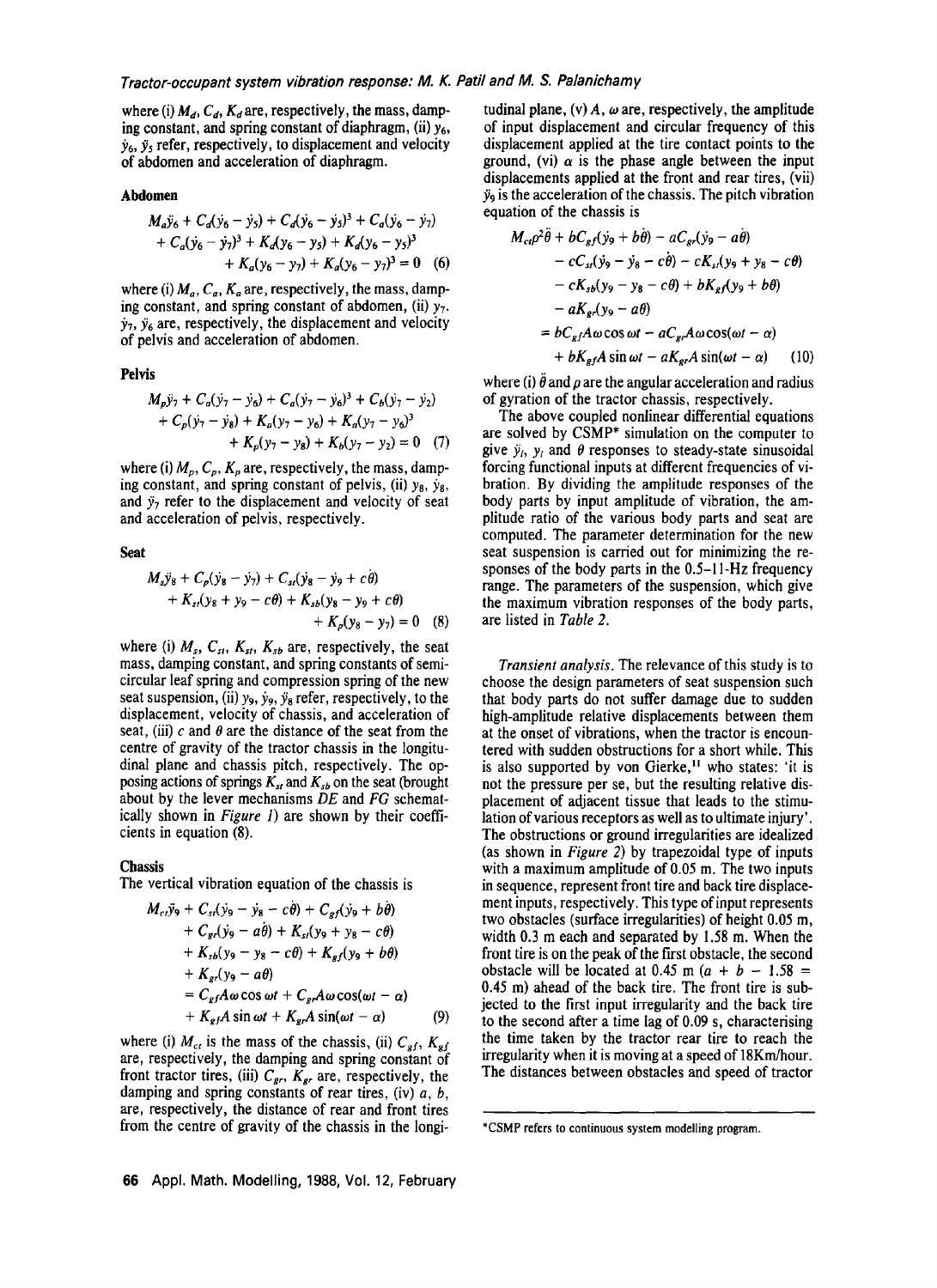where (i) $M_d$, $C_d$, $K_d$ are, respectively, the mass, damping constant, and spring constant of diaphragm, (ii) $y_6$, $\dot{y}_6$, $\ddot{y}_5$ refer, respectively, to displacement and velocity of abdomen and acceleration of diaphragm.

### Abdomen

$$M_a\ddot{y}_6 + C_d(\dot{y}_6 - \dot{y}_5) + C_d(\dot{y}_6 - \dot{y}_5)^3 + C_a(\dot{y}_6 - \dot{y}_7) + C_a(\dot{y}_6 - \dot{y}_7)^3 + K_d(y_6 - y_5) + K_d(y_6 - y_5)^3 + K_a(y_6 - y_7) + K_a(y_6 - y_7)^3 = 0 \quad (6)$$

where (i) $M_a$, $C_a$, $K_a$ are, respectively, the mass, damping constant, and spring constant of abdomen, (ii) $y_7$, $\dot{y}_7$, $\ddot{y}_6$ are, respectively, the displacement and velocity of pelvis and acceleration of abdomen.

### Pelvis

$$M_p\ddot{y}_7 + C_a(\dot{y}_7 - \dot{y}_6) + C_a(\dot{y}_7 - \dot{y}_6)^3 + C_b(\dot{y}_7 - \dot{y}_2) + C_p(\dot{y}_7 - \dot{y}_8) + K_a(y_7 - y_6) + K_a(y_7 - y_6)^3 + K_p(y_7 - y_8) + K_b(y_7 - y_2) = 0 \quad (7)$$

where (i) $M_p$, $C_p$, $K_p$ are, respectively, the mass, damping constant, and spring constant of pelvis, (ii) $y_8$, $\dot{y}_8$, and $\ddot{y}_7$ refer to the displacement and velocity of seat and acceleration of pelvis, respectively.

### Seat

$$M_s\ddot{y}_8 + C_p(\dot{y}_8 - \dot{y}_7) + C_{st}(\dot{y}_8 - \dot{y}_9 + c\dot{\theta}) + K_{st}(y_8 + y_9 - c\theta) + K_{sb}(y_8 - y_9 + c\theta) + K_p(y_8 - y_7) = 0 \quad (8)$$

where (i) $M_s$, $C_{st}$, $K_{st}$, $K_{sb}$ are, respectively, the seat mass, damping constant, and spring constants of semicircular leaf spring and compression spring of the new seat suspension, (ii) $y_9$, $\dot{y}_9$, $\ddot{y}_8$ refer, respectively, to the displacement, velocity of chassis, and acceleration of seat, (iii) $c$ and $\theta$ are the distance of the seat from the centre of gravity of the tractor chassis in the longitudinal plane and chassis pitch, respectively. The opposing actions of springs $K_{st}$ and $K_{sb}$ on the seat (brought about by the lever mechanisms $DE$ and $FG$ schematically shown in *Figure 1*) are shown by their coefficients in equation (8).

### Chassis

The vertical vibration equation of the chassis is

$$\begin{aligned} M_{ct}\ddot{y}_9 &+ C_{st}(\dot{y}_9 - \dot{y}_8 - c\dot{\theta}) + C_{gf}(\dot{y}_9 + b\dot{\theta}) + C_{gr}(\dot{y}_9 - a\dot{\theta}) + K_{st}(y_9 + y_8 - c\theta) \\ &+ K_{sb}(y_9 - y_8 - c\theta) + K_{gf}(y_9 + b\theta) + K_{gr}(y_9 - a\theta) \\ &= C_{gf}A\omega\cos\omega t + C_{gr}A\omega\cos(\omega t - \alpha) + K_{gf}A\sin\omega t + K_{gr}A\sin(\omega t - \alpha) \quad (9) \end{aligned}$$

where (i) $M_{ct}$ is the mass of the chassis, (ii) $C_{gf}$, $K_{gf}$ are, respectively, the damping and spring constant of front tractor tires, (iii) $C_{gr}$, $K_{gr}$ are, respectively, the damping and spring constants of rear tires, (iv) $a$, $b$, are, respectively, the distance of rear and front tires from the centre of gravity of the chassis in the longitudinal plane, (v) $A$, $\omega$ are, respectively, the amplitude of input displacement and circular frequency of this displacement applied at the tire contact points to the ground, (vi) $\alpha$ is the phase angle between the input displacements applied at the front and rear tires, (vii) $\ddot{y}_9$ is the acceleration of the chassis. The pitch vibration equation of the chassis is

$$\begin{aligned} M_{ct}\rho^2\ddot{\theta} &+ bC_{gf}(\dot{y}_9 + b\dot{\theta}) - aC_{gr}(\dot{y}_9 - a\dot{\theta}) - cC_{st}(\dot{y}_9 - \dot{y}_8 - c\dot{\theta}) - cK_{st}(y_9 + y_8 - c\theta) \\ &- cK_{sb}(y_9 - y_8 - c\theta) + bK_{gf}(y_9 + b\theta) - aK_{gr}(y_9 - a\theta) \\ &= bC_{gf}A\omega\cos\omega t - aC_{gr}A\omega\cos(\omega t - \alpha) + bK_{gf}A\sin\omega t - aK_{gr}A\sin(\omega t - \alpha) \quad (10) \end{aligned}$$

where (i) $\ddot{\theta}$ and $\rho$ are the angular acceleration and radius of gyration of the tractor chassis, respectively.

The above coupled nonlinear differential equations are solved by CSMP* simulation on the computer to give $\ddot{y}_i$, $y_i$ and $\theta$ responses to steady-state sinusoidal forcing functional inputs at different frequencies of vibration. By dividing the amplitude responses of the body parts by input amplitude of vibration, the amplitude ratio of the various body parts and seat are computed. The parameter determination for the new seat suspension is carried out for minimizing the responses of the body parts in the 0.5–11-Hz frequency range. The parameters of the suspension, which give the maximum vibration responses of the body parts, are listed in *Table 2*.

*Transient analysis.* The relevance of this study is to choose the design parameters of seat suspension such that body parts do not suffer damage due to sudden high-amplitude relative displacements between them at the onset of vibrations, when the tractor is encountered with sudden obstructions for a short while. This is also supported by von Gierke,[11] who states: 'it is not the pressure per se, but the resulting relative displacement of adjacent tissue that leads to the stimulation of various receptors as well as to ultimate injury'. The obstructions or ground irregularities are idealized (as shown in *Figure 2*) by trapezoidal type of inputs with a maximum amplitude of 0.05 m. The two inputs in sequence, represent front tire and back tire displacement inputs, respectively. This type of input represents two obstacles (surface irregularities) of height 0.05 m, width 0.3 m each and separated by 1.58 m. When the front tire is on the peak of the first obstacle, the second obstacle will be located at 0.45 m ($a + b - 1.58 = 0.45$ m) ahead of the back tire. The front tire is subjected to the first input irregularity and the back tire to the second after a time lag of 0.09 s, characterising the time taken by the tractor rear tire to reach the irregularity when it is moving at a speed of 18Km/hour. The distances between obstacles and speed of tractor

*CSMP refers to continuous system modelling program.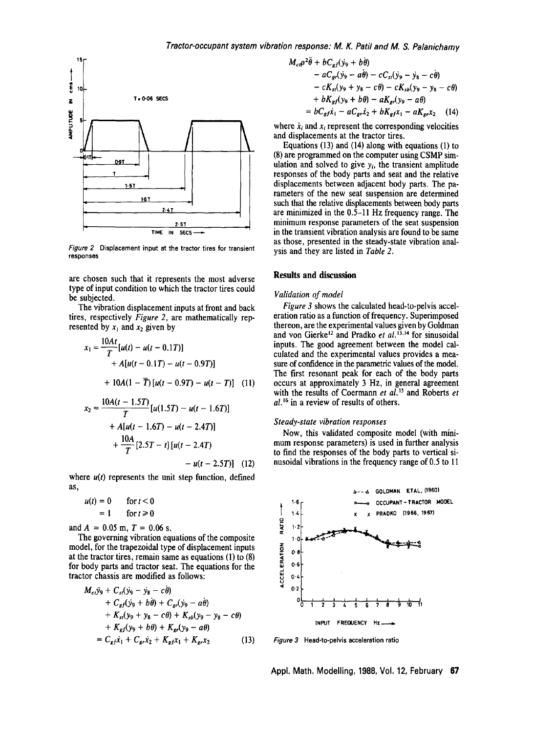Figure 2 Displacement input at the tractor tires for transient responses

are chosen such that it represents the most adverse type of input condition to which the tractor tires could be subjected.

The vibration displacement inputs at front and back tires, respectively Figure 2, are mathematically represented by $x_1$ and $x_2$ given by

$$x_1 = \frac{10At}{T}[u(t) - u(t - 0.1T)] + A[u(t - 0.1T) - u(t - 0.9T)] + 10A(1 - \overline{T})[u(t - 0.9T) - u(t - T)] \quad (11)$$

$$x_2 = \frac{10A(t - 1.5T)}{T}[u(1.5T) - u(t - 1.6T)] + A[u(t - 1.6T) - u(t - 2.4T)] + \frac{10A}{T}[2.5T - t][u(t - 2.4T) - u(t - 2.5T)] \quad (12)$$

where $u(t)$ represents the unit step function, defined as,

$$u(t) = 0 \quad \text{for } t < 0$$
$$= 1 \quad \text{for } t \geq 0$$

and $A = 0.05$ m, $T = 0.06$ s.

The governing vibration equations of the composite model, for the trapezoidal type of displacement inputs at the tractor tires, remain same as equations (1) to (8) for body parts and tractor seat. The equations for the tractor chassis are modified as follows:

$$\begin{aligned} &M_{ct}\ddot{y}_9 + C_{st}(\dot{y}_9 - \dot{y}_8 - c\dot{\theta}) \\ &+ C_{gf}(\dot{y}_9 + b\dot{\theta}) + C_{gr}(\dot{y}_9 - a\dot{\theta}) \\ &+ K_{st}(y_9 + y_8 - c\theta) + K_{sb}(y_9 - y_8 - c\theta) \\ &+ K_{gf}(y_9 + b\theta) + K_{gr}(y_9 - a\theta) \\ &= C_{gf}\dot{x}_1 + C_{gr}\dot{x}_2 + K_{gf}x_1 + K_{gr}x_2 \end{aligned} \quad (13)$$

$$\begin{aligned} &M_{ct}\rho^2\ddot{\theta} + bC_{gf}(\dot{y}_9 + b\dot{\theta}) \\ &- aC_{gr}(\dot{y}_9 - a\dot{\theta}) - cC_{st}(\dot{y}_9 - \dot{y}_8 - c\dot{\theta}) \\ &- cK_{st}(y_9 + y_8 - c\theta) - cK_{sb}(y_9 - y_8 - c\theta) \\ &+ bK_{gf}(y_9 + b\theta) - aK_{gr}(y_9 - a\theta) \\ &= bC_{gf}\dot{x}_1 - aC_{gr}\dot{x}_2 + bK_{gf}x_1 - aK_{gr}x_2 \end{aligned} \quad (14)$$

where $\dot{x}_i$ and $x_i$ represent the corresponding velocities and displacements at the tractor tires.

Equations (13) and (14) along with equations (1) to (8) are programmed on the computer using CSMP simulation and solved to give $y_i$, the transient amplitude responses of the body parts and seat and the relative displacements between adjacent body parts. The parameters of the new seat suspension are determined such that the relative displacements between body parts are minimized in the 0.5–11 Hz frequency range. The minimum response parameters of the seat suspension in the transient vibration analysis are found to be same as those, presented in the steady-state vibration analysis and they are listed in *Table 2*.

## Results and discussion

### *Validation of model*

*Figure 3* shows the calculated head-to-pelvis acceleration ratio as a function of frequency. Superimposed thereon, are the experimental values given by Goldman and von Gierke[12] and Pradko *et al.*[13,14] for sinusoidal inputs. The good agreement between the model calculated and the experimental values provides a measure of confidence in the parametric values of the model. The first resonant peak for each of the body parts occurs at approximately 3 Hz, in general agreement with the results of Coermann *et al.*[15] and Roberts *et al.*[16] in a review of results of others.

### *Steady-state vibration responses*

Now, this validated composite model (with minimum response parameters) is used in further analysis to find the responses of the body parts to vertical sinusoidal vibrations in the frequency range of 0.5 to 11

Figure 3 Head-to-pelvis acceleration ratio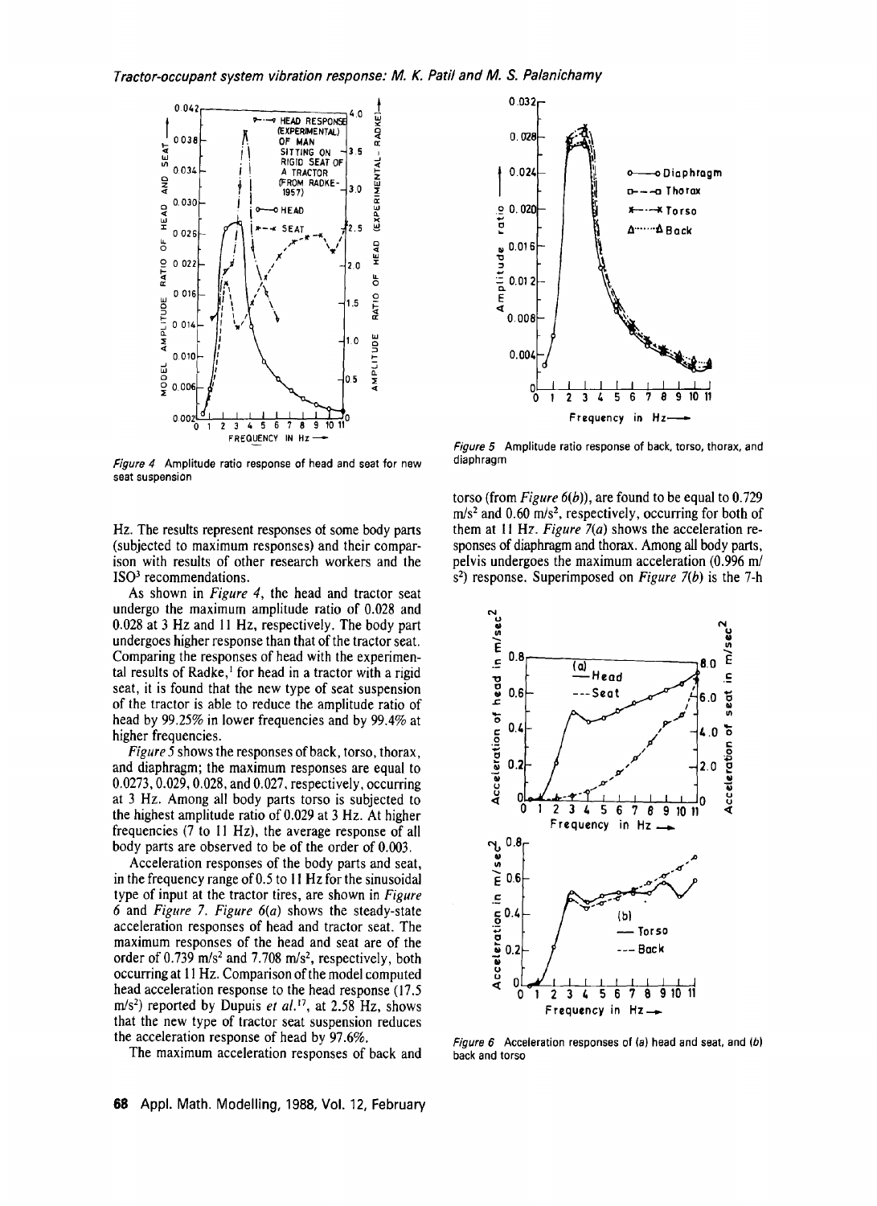Figure 4 Amplitude ratio response of head and seat for new seat suspension

Figure 5 Amplitude ratio response of back, torso, thorax, and diaphragm

Hz. The results represent responses of some body parts (subjected to maximum responses) and their comparison with results of other research workers and the ISO[3] recommendations.

As shown in *Figure 4*, the head and tractor seat undergo the maximum amplitude ratio of 0.028 and 0.028 at 3 Hz and 11 Hz, respectively. The body part undergoes higher response than that of the tractor seat. Comparing the responses of head with the experimental results of Radke,[1] for head in a tractor with a rigid seat, it is found that the new type of seat suspension of the tractor is able to reduce the amplitude ratio of head by 99.25% in lower frequencies and by 99.4% at higher frequencies.

*Figure 5* shows the responses of back, torso, thorax, and diaphragm; the maximum responses are equal to 0.0273, 0.029, 0.028, and 0.027, respectively, occurring at 3 Hz. Among all body parts torso is subjected to the highest amplitude ratio of 0.029 at 3 Hz. At higher frequencies (7 to 11 Hz), the average response of all body parts are observed to be of the order of 0.003.

Acceleration responses of the body parts and seat, in the frequency range of 0.5 to 11 Hz for the sinusoidal type of input at the tractor tires, are shown in *Figure 6* and *Figure 7*. *Figure 6(a)* shows the steady-state acceleration responses of head and tractor seat. The maximum responses of the head and seat are of the order of 0.739 m/s$^2$ and 7.708 m/s$^2$, respectively, both occurring at 11 Hz. Comparison of the model computed head acceleration response to the head response (17.5 m/s$^2$) reported by Dupuis *et al.*[17], at 2.58 Hz, shows that the new type of tractor seat suspension reduces the acceleration response of head by 97.6%.

The maximum acceleration responses of back and torso (from *Figure 6(b)*), are found to be equal to 0.729 m/s$^2$ and 0.60 m/s$^2$, respectively, occurring for both of them at 11 Hz. *Figure 7(a)* shows the acceleration responses of diaphragm and thorax. Among all body parts, pelvis undergoes the maximum acceleration (0.996 m/s$^2$) response. Superimposed on *Figure 7(b)* is the 7-h

Figure 6 Acceleration responses of (a) head and seat, and (b) back and torso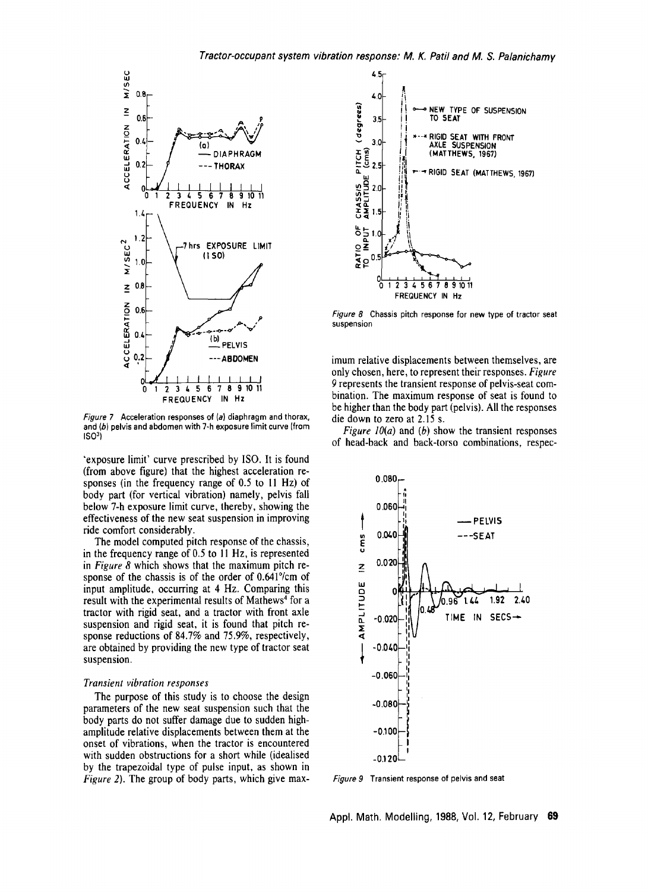Figure 7 Acceleration responses of (a) diaphragm and thorax, and (b) pelvis and abdomen with 7-h exposure limit curve (from ISO[3])

'exposure limit' curve prescribed by ISO. It is found (from above figure) that the highest acceleration responses (in the frequency range of 0.5 to 11 Hz) of body part (for vertical vibration) namely, pelvis fall below 7-h exposure limit curve, thereby, showing the effectiveness of the new seat suspension in improving ride comfort considerably.

The model computed pitch response of the chassis, in the frequency range of 0.5 to 11 Hz, is represented in *Figure 8* which shows that the maximum pitch response of the chassis is of the order of 0.641°/cm of input amplitude, occurring at 4 Hz. Comparing this result with the experimental results of Mathews[4] for a tractor with rigid seat, and a tractor with front axle suspension and rigid seat, it is found that pitch response reductions of 84.7% and 75.9%, respectively, are obtained by providing the new type of tractor seat suspension.

*Transient vibration responses*

The purpose of this study is to choose the design parameters of the new seat suspension such that the body parts do not suffer damage due to sudden high-amplitude relative displacements between them at the onset of vibrations, when the tractor is encountered with sudden obstructions for a short while (idealised by the trapezoidal type of pulse input, as shown in *Figure 2*). The group of body parts, which give maximum relative displacements between themselves, are only chosen, here, to represent their responses. *Figure 9* represents the transient response of pelvis-seat combination. The maximum response of seat is found to be higher than the body part (pelvis). All the responses die down to zero at 2.15 s.

*Figure 10(a)* and *(b)* show the transient responses of head-back and back-torso combinations, respec-

Figure 8 Chassis pitch response for new type of tractor seat suspension

Figure 9 Transient response of pelvis and seat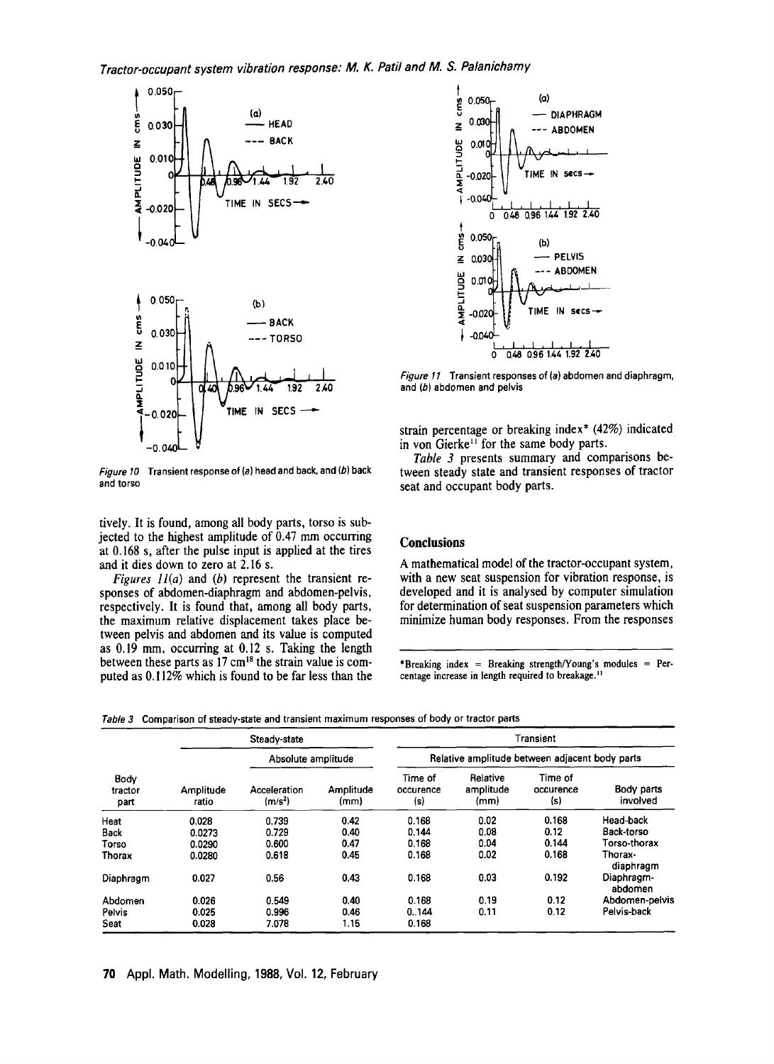Figure 10 Transient response of (a) head and back, and (b) back and torso

tively. It is found, among all body parts, torso is subjected to the highest amplitude of 0.47 mm occurring at 0.168 s, after the pulse input is applied at the tires and it dies down to zero at 2.16 s.

*Figures 11(a)* and *(b)* represent the transient responses of abdomen-diaphragm and abdomen-pelvis, respectively. It is found that, among all body parts, the maximum relative displacement takes place between pelvis and abdomen and its value is computed as 0.19 mm, occurring at 0.12 s. Taking the length between these parts as 17 cm[18] the strain value is computed as 0.112% which is found to be far less than the strain percentage or breaking index* (42%) indicated in von Gierke[11] for the same body parts.

Figure 11 Transient responses of (a) abdomen and diaphragm, and (b) abdomen and pelvis

*Table 3* presents summary and comparisons between steady state and transient responses of tractor seat and occupant body parts.

## Conclusions

A mathematical model of the tractor-occupant system, with a new seat suspension for vibration response, is developed and it is analysed by computer simulation for determination of seat suspension parameters which minimize human body responses. From the responses

*Breaking index = Breaking strength/Young's modules = Percentage increase in length required to breakage.[11]

Table 3 Comparison of steady-state and transient maximum responses of body or tractor parts

| Body tractor part | Steady-state | | | Transient | | | |
|---|---|---|---|---|---|---|---|
| | | Absolute amplitude | | Relative amplitude between adjacent body parts | | | |
| | Amplitude ratio | Acceleration (m/s²) | Amplitude (mm) | Time of occurence (s) | Relative amplitude (mm) | Time of occurence (s) | Body parts involved |
| Heat | 0.028 | 0.739 | 0.42 | 0.168 | 0.02 | 0.168 | Head-back |
| Back | 0.0273 | 0.729 | 0.40 | 0.144 | 0.08 | 0.12 | Back-torso |
| Torso | 0.0290 | 0.600 | 0.47 | 0.168 | 0.04 | 0.144 | Torso-thorax |
| Thorax | 0.0280 | 0.618 | 0.45 | 0.168 | 0.02 | 0.168 | Thorax-diaphragm |
| Diaphragm | 0.027 | 0.56 | 0.43 | 0.168 | 0.03 | 0.192 | Diaphragm-abdomen |
| Abdomen | 0.026 | 0.549 | 0.40 | 0.168 | 0.19 | 0.12 | Abdomen-pelvis |
| Pelvis | 0.025 | 0.996 | 0.46 | 0..144 | 0.11 | 0.12 | Pelvis-back |
| Seat | 0.028 | 7.078 | 1.15 | 0.168 | | | |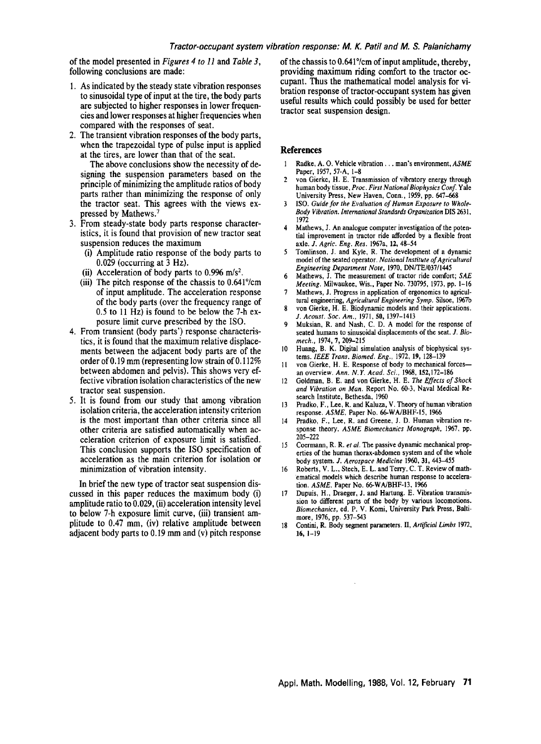of the model presented in *Figures 4 to 11* and *Table 3*, following conclusions are made:

1. As indicated by the steady state vibration responses to sinusoidal type of input at the tire, the body parts are subjected to higher responses in lower frequencies and lower responses at higher frequencies when compared with the responses of seat.
2. The transient vibration responses of the body parts, when the trapezoidal type of pulse input is applied at the tires, are lower than that of the seat.

   The above conclusions show the necessity of designing the suspension parameters based on the principle of minimizing the amplitude ratios of body parts rather than minimizing the response of only the tractor seat. This agrees with the views expressed by Mathews.[7]
3. From steady-state body parts response characteristics, it is found that provision of new tractor seat suspension reduces the maximum
   (i) Amplitude ratio response of the body parts to 0.029 (occurring at 3 Hz).
   (ii) Acceleration of body parts to 0.996 m/s$^2$.
   (iii) The pitch response of the chassis to 0.641°/cm of input amplitude. The acceleration response of the body parts (over the frequency range of 0.5 to 11 Hz) is found to be below the 7-h exposure limit curve prescribed by the ISO.
4. From transient (body parts') response characteristics, it is found that the maximum relative displacements between the adjacent body parts are of the order of 0.19 mm (representing low strain of 0.112% between abdomen and pelvis). This shows very effective vibration isolation characteristics of the new tractor seat suspension.
5. It is found from our study that among vibration isolation criteria, the acceleration intensity criterion is the most important than other criteria since all other criteria are satisfied automatically when acceleration criterion of exposure limit is satisfied. This conclusion supports the ISO specification of acceleration as the main criterion for isolation or minimization of vibration intensity.

In brief the new type of tractor seat suspension discussed in this paper reduces the maximum body (i) amplitude ratio to 0.029, (ii) acceleration intensity level to below 7-h exposure limit curve, (iii) transient amplitude to 0.47 mm, (iv) relative amplitude between adjacent body parts to 0.19 mm and (v) pitch response of the chassis to 0.641°/cm of input amplitude, thereby, providing maximum riding comfort to the tractor occupant. Thus the mathematical model analysis for vibration response of tractor-occupant system has given useful results which could possibly be used for better tractor seat suspension design.

## References

1. Radke, A. O. Vehicle vibration . . . man's environment, *ASME* Paper, 1957, 57-A, 1–8
2. von Gierke, H. E. Transmission of vibratory energy through human body tissue, *Proc. First National Biophysics Conf.* Yale University Press, New Haven, Conn., 1959, pp. 647–668
3. ISO. *Guide for the Evaluation of Human Exposure to Whole-Body Vibration. International Standards Organization* DIS 2631, 1972
4. Mathews, J. An analogue computer investigation of the potential improvement in tractor ride afforded by a flexible front axle. *J. Agric. Eng. Res.* 1967a, **12**, 48–54
5. Tomlinson, J. and Kyle, R. The development of a dynamic model of the seated operator. *National Institute of Agricultural Engineering Department Note*, 1970, DN/TE/037/1445
6. Mathews, J. The measurement of tractor ride comfort; *SAE Meeting*. Milwaukee, Wis., Paper No. 730795, 1973, pp. 1–16
7. Mathews, J. Progress in application of ergonomics to agricultural engineering, *Agricultural Engineering Symp.* Silsoe, 1967b
8. von Gierke, H. E. Biodynamic models and their applications. *J. Acoust. Soc. Am.*, 1971, **50**, 1397–1413
9. Muksian, R. and Nash, C. D. A model for the response of seated humans to sinusoidal displacements of the seat. *J. Biomech.*, 1974, **7**, 209–215
10. Huang, B. K. Digital simulation analysis of biophysical systems. *IEEE Trans. Biomed. Eng.*, 1972, **19**, 128–139
11. von Gierke, H. E. Response of body to mechanical forces—an overview. *Ann. N.Y. Acad. Sci.*, 1968, **152**, 172–186
12. Goldman, B. E. and von Gierke, H. E. *The Effects of Shock and Vibration on Man.* Report No. 60-3, Naval Medical Research Institute, Bethesda, 1960
13. Pradko, F., Lee, R. and Kaluza, V. Theory of human vibration response. *ASME*, Paper No. 66-WA/BHF-15, 1966
14. Pradko, F., Lee, R. and Greene, J. D. Human vibration response theory. *ASME Biomechanics Monograph*, 1967, pp. 205–222
15. Coermann, R. R. *et al.* The passive dynamic mechanical properties of the human thorax-abdomen system and of the whole body system. *J. Aerospace Medicine* 1960, **31**, 443–455
16. Roberts, V. L., Stech, E. L. and Terry, C. T. Review of mathematical models which describe human response to acceleration. *ASME*. Paper No. 66-WA/BHF-13, 1966
17. Dupuis, H., Draeger, J. and Hartung, E. Vibration transmission to different parts of the body by various locomotions. *Biomechanics*, ed. P. V. Komi, University Park Press, Baltimore, 1976, pp. 537–543
18. Contini, R. Body segment parameters. II, *Artificial Limbs* 1972, **16**, 1–19